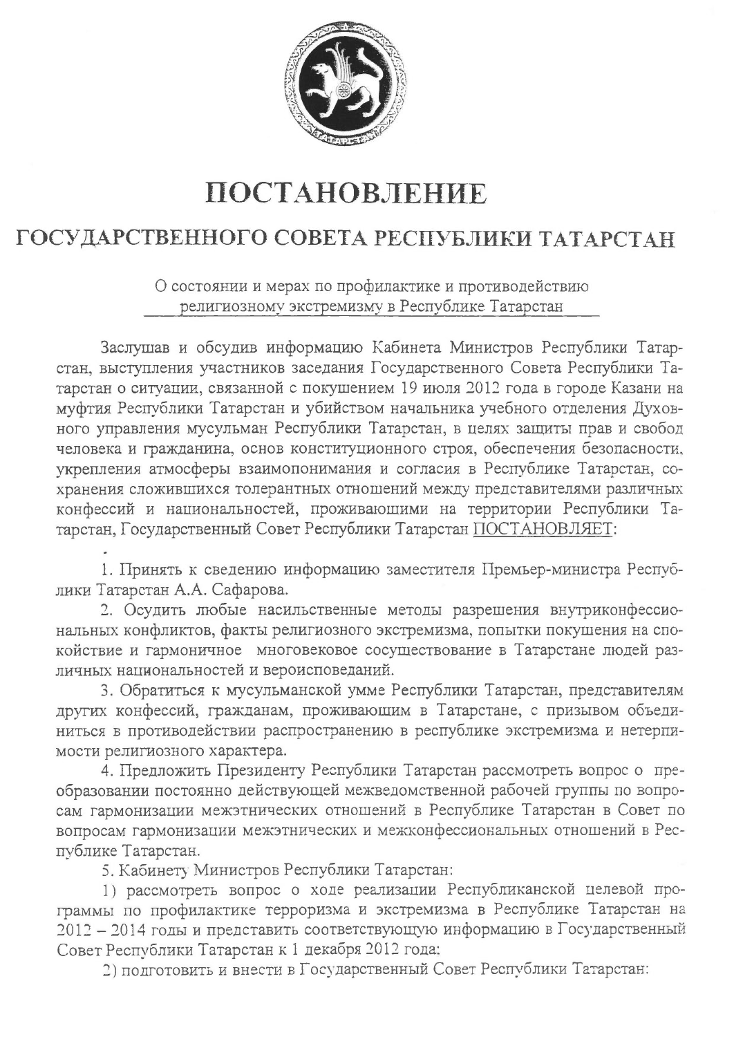# ПОСТАНОВЛЕНИЕ

## ГОСУДАРСТВЕННОГО СОВЕТА РЕСПУБЛИКИ ТАТАРСТАН

О состоянии и мерах по профилактике и противодействию религиозному экстремизму в Республике Татарстан

Заслушав и обсудив информацию Кабинета Министров Республики Татарстан, выступления участников заседания Государственного Совета Республики Татарстан о ситуации, связанной с покушением 19 июля 2012 года в городе Казани на муфтия Республики Татарстан и убийством начальника учебного отделения Духовного управления мусульман Республики Татарстан, в целях защиты прав и свобод человека и гражданина, основ конституционного строя, обеспечения безопасности, укрепления атмосферы взаимопонимания и согласия в Республике Татарстан, сохранения сложившихся толерантных отношений между представителями различных конфессий и национальностей, проживающими на территории Республики Татарстан, Государственный Совет Республики Татарстан ПОСТАНОВЛЯЕТ:

1. Принять к сведению информацию заместителя Премьер-министра Республики Татарстан А.А. Сафарова.

2. Осудить любые насильственные методы разрешения внутриконфессиональных конфликтов, факты религиозного экстремизма, попытки покушения на спокойствие и гармоничное многовековое сосуществование в Татарстане людей различных национальностей и вероисповеданий.

3. Обратиться к мусульманской умме Республики Татарстан, представителям других конфессий, гражданам, проживающим в Татарстане, с призывом объединиться в противодействии распространению в республике экстремизма и нетерпимости религиозного характера.

4. Предложить Президенту Республики Татарстан рассмотреть вопрос о преобразовании постоянно действующей межведомственной рабочей группы по вопросам гармонизации межэтнических отношений в Республике Татарстан в Совет по вопросам гармонизации межэтнических и межконфессиональных отношений в Республике Татарстан.

5. Кабинету Министров Республики Татарстан:

1) рассмотреть вопрос о ходе реализации Республиканской целевой программы по профилактике терроризма и экстремизма в Республике Татарстан на 2012 – 2014 годы и представить соответствующую информацию в Государственный Совет Республики Татарстан к 1 декабря 2012 года;

2) подготовить и внести в Государственный Совет Республики Татарстан: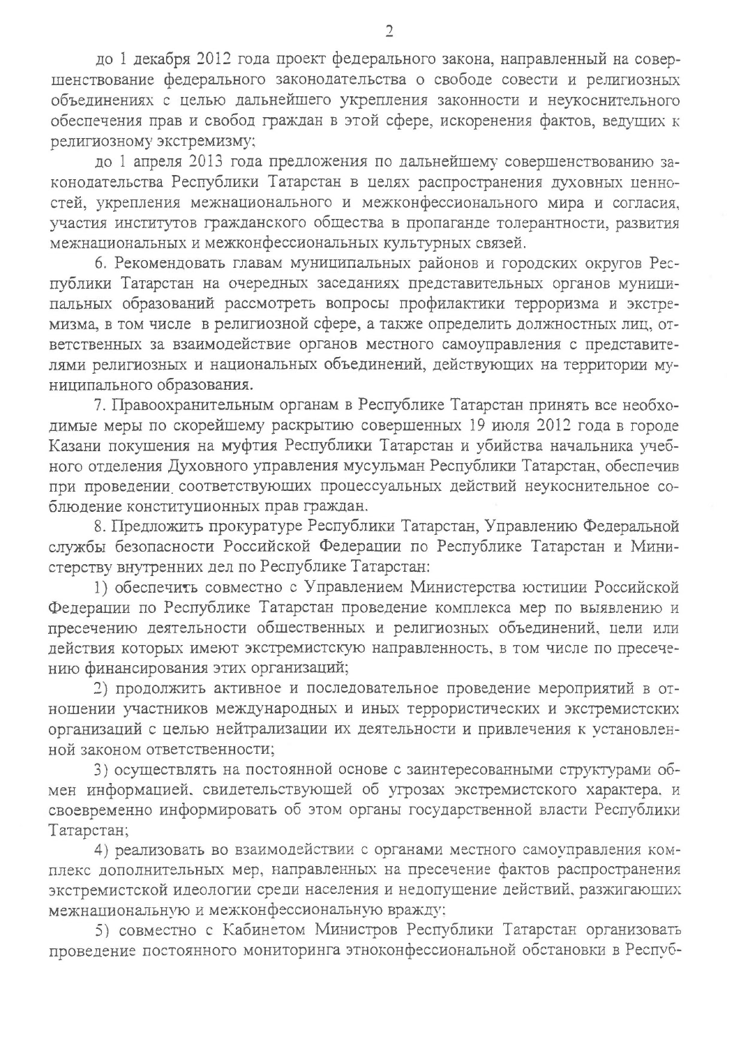до 1 декабря 2012 года проект федерального закона, направленный на совершенствование федерального законодательства о свободе совести и религиозных объединениях с целью дальнейшего укрепления законности и неукоснительного обеспечения прав и свобод граждан в этой сфере, искоренения фактов, ведущих к религиозному экстремизму;

до 1 апреля 2013 года предложения по дальнейшему совершенствованию законодательства Республики Татарстан в целях распространения духовных ценностей, укрепления межнационального и межконфессионального мира и согласия, участия институтов гражданского общества в пропаганде толерантности, развития межнациональных и межконфессиональных культурных связей.

6. Рекомендовать главам муниципальных районов и городских округов Республики Татарстан на очередных заседаниях представительных органов муниципальных образований рассмотреть вопросы профилактики терроризма и экстремизма, в том числе в религиозной сфере, а также определить должностных лиц, ответственных за взаимодействие органов местного самоуправления с представителями религиозных и национальных объединений, действующих на территории муниципального образования.

7. Правоохранительным органам в Республике Татарстан принять все необходимые меры по скорейшему раскрытию совершенных 19 июля 2012 года в городе Казани покушения на муфтия Республики Татарстан и убийства начальника учебного отделения Духовного управления мусульман Республики Татарстан, обеспечив при проведении соответствующих процессуальных действий неукоснительное соблюдение конституционных прав граждан.

8. Предложить прокуратуре Республики Татарстан, Управлению Федеральной службы безопасности Российской Федерации по Республике Татарстан и Министерству внутренних дел по Республике Татарстан:

1) обеспечить совместно с Управлением Министерства юстиции Российской Федерации по Республике Татарстан проведение комплекса мер по выявлению и пресечению деятельности общественных и религиозных объединений, цели или действия которых имеют экстремистскую направленность, в том числе по пресечению финансирования этих организаций;

2) продолжить активное и последовательное проведение мероприятий в отношении участников международных и иных террористических и экстремистских организаций с целью нейтрализации их деятельности и привлечения к установленной законом ответственности;

3) осуществлять на постоянной основе с заинтересованными структурами обмен информацией, свидетельствующей об угрозах экстремистского характера, и своевременно информировать об этом органы государственной власти Республики Татарстан;

4) реализовать во взаимодействии с органами местного самоуправления комплекс дополнительных мер, направленных на пресечение фактов распространения экстремистской идеологии среди населения и недопущение действий, разжигающих межнациональную и межконфессиональную вражду;

5) совместно с Кабинетом Министров Республики Татарстан организовать проведение постоянного мониторинга этноконфессиональной обстановки в Респуб-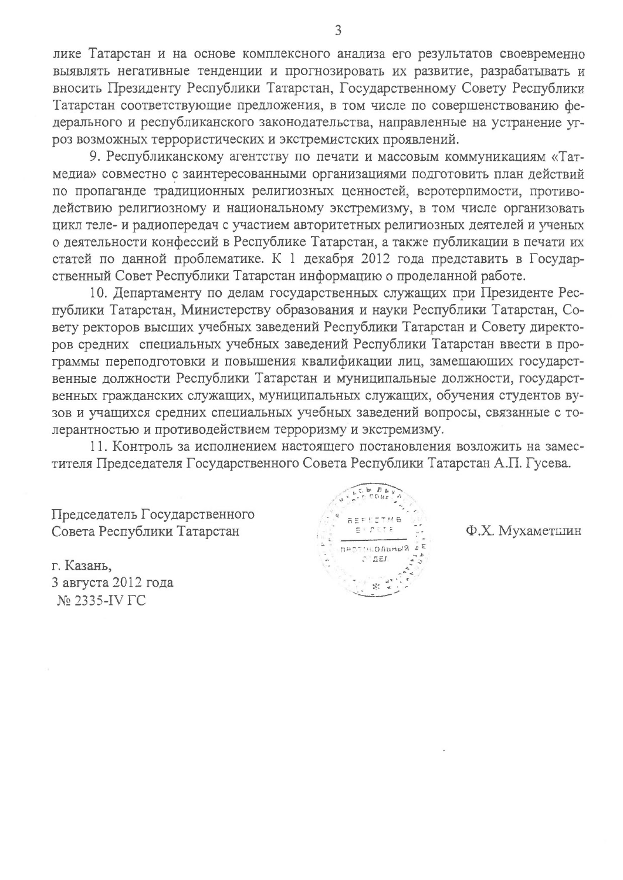лике Татарстан и на основе комплексного анализа его результатов своевременно выявлять негативные тенденции и прогнозировать их развитие, разрабатывать и вносить Президенту Республики Татарстан, Государственному Совету Республики Татарстан соответствующие предложения, в том числе по совершенствованию федерального и республиканского законодательства, направленные на устранение угроз возможных террористических и экстремистских проявлений.

9. Республиканскому агентству по печати и массовым коммуникациям «Татмедиа» совместно с заинтересованными организациями подготовить план действий по пропаганде традиционных религиозных ценностей, веротерпимости, противодействию религиозному и национальному экстремизму, в том числе организовать цикл теле- и радиопередач с участием авторитетных религиозных деятелей и ученых о деятельности конфессий в Республике Татарстан, а также публикации в печати их статей по данной проблематике. К 1 декабря 2012 года представить в Государственный Совет Республики Татарстан информацию о проделанной работе.

10. Департаменту по делам государственных служащих при Президенте Республики Татарстан, Министерству образования и науки Республики Татарстан, Совету ректоров высших учебных заведений Республики Татарстан и Совету директоров средних специальных учебных заведений Республики Татарстан ввести в программы переподготовки и повышения квалификации лиц, замещающих государственные должности Республики Татарстан и муниципальные должности, государственных гражданских служащих, муниципальных служащих, обучения студентов вузов и учащихся средних специальных учебных заведений вопросы, связанные с толерантностью и противодействием терроризму и экстремизму.

11. Контроль за исполнением настоящего постановления возложить на заместителя Председателя Государственного Совета Республики Татарстан А.П. Гусева.

Председатель Государственного Совета Республики Татарстан — Ф.Х. Мухаметшин

г. Казань,
3 августа 2012 года
№ 2335-IV ГС